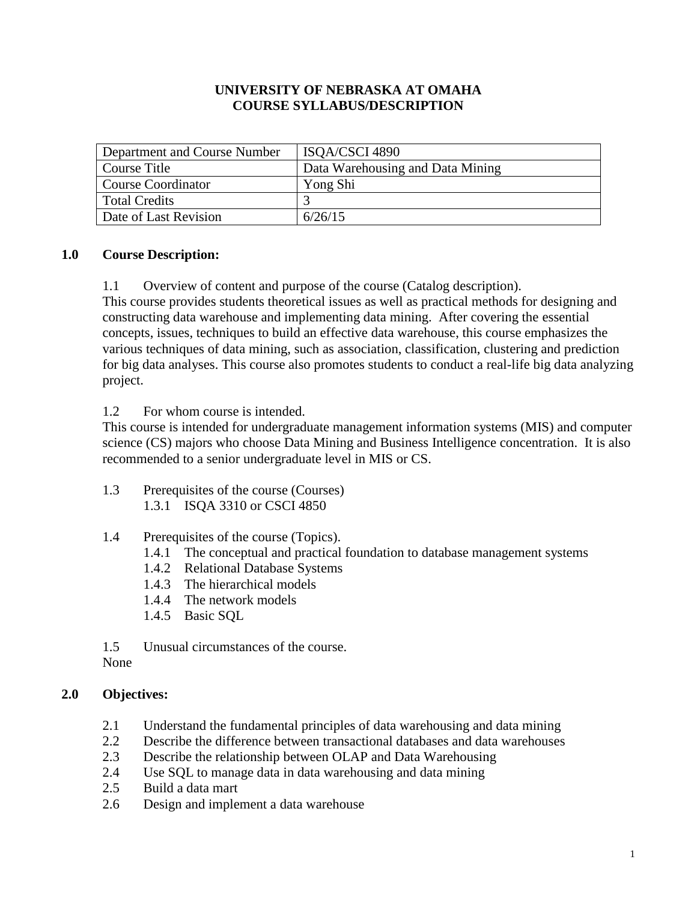**UNIVERSITY OF NEBRASKA AT OMAHA**
**COURSE SYLLABUS/DESCRIPTION**

| Department and Course Number | ISQA/CSCI 4890 |
| --- | --- |
| Course Title | Data Warehousing and Data Mining |
| Course Coordinator | Yong Shi |
| Total Credits | 3 |
| Date of Last Revision | 6/26/15 |

## 1.0 Course Description:

1.1 Overview of content and purpose of the course (Catalog description).
This course provides students theoretical issues as well as practical methods for designing and constructing data warehouse and implementing data mining. After covering the essential concepts, issues, techniques to build an effective data warehouse, this course emphasizes the various techniques of data mining, such as association, classification, clustering and prediction for big data analyses. This course also promotes students to conduct a real-life big data analyzing project.

1.2 For whom course is intended.
This course is intended for undergraduate management information systems (MIS) and computer science (CS) majors who choose Data Mining and Business Intelligence concentration. It is also recommended to a senior undergraduate level in MIS or CS.

1.3 Prerequisites of the course (Courses)
- 1.3.1 ISQA 3310 or CSCI 4850

1.4 Prerequisites of the course (Topics).
- 1.4.1 The conceptual and practical foundation to database management systems
- 1.4.2 Relational Database Systems
- 1.4.3 The hierarchical models
- 1.4.4 The network models
- 1.4.5 Basic SQL

1.5 Unusual circumstances of the course.
None

## 2.0 Objectives:

- 2.1 Understand the fundamental principles of data warehousing and data mining
- 2.2 Describe the difference between transactional databases and data warehouses
- 2.3 Describe the relationship between OLAP and Data Warehousing
- 2.4 Use SQL to manage data in data warehousing and data mining
- 2.5 Build a data mart
- 2.6 Design and implement a data warehouse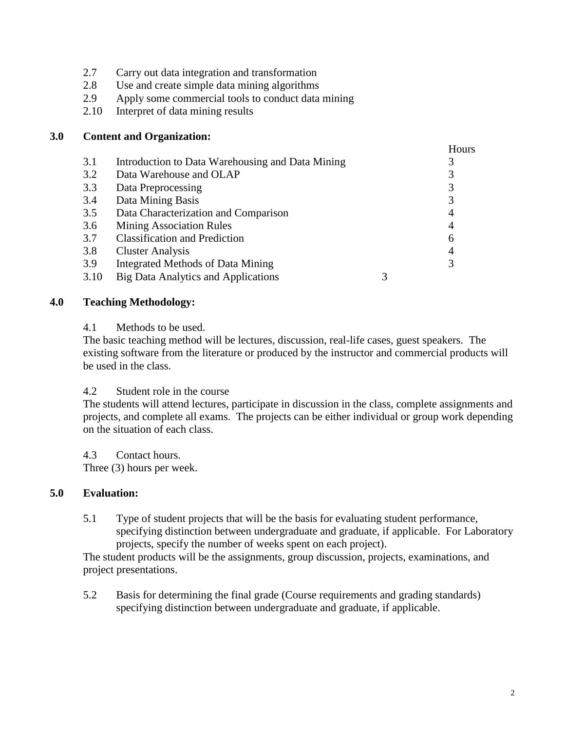2.7 Carry out data integration and transformation
2.8 Use and create simple data mining algorithms
2.9 Apply some commercial tools to conduct data mining
2.10 Interpret of data mining results

## 3.0 Content and Organization:

| | | Hours |
|---|---|---|
| 3.1 | Introduction to Data Warehousing and Data Mining | 3 |
| 3.2 | Data Warehouse and OLAP | 3 |
| 3.3 | Data Preprocessing | 3 |
| 3.4 | Data Mining Basis | 3 |
| 3.5 | Data Characterization and Comparison | 4 |
| 3.6 | Mining Association Rules | 4 |
| 3.7 | Classification and Prediction | 6 |
| 3.8 | Cluster Analysis | 4 |
| 3.9 | Integrated Methods of Data Mining | 3 |
| 3.10 | Big Data Analytics and Applications | 3 |

## 4.0 Teaching Methodology:

4.1 Methods to be used.

The basic teaching method will be lectures, discussion, real-life cases, guest speakers. The existing software from the literature or produced by the instructor and commercial products will be used in the class.

4.2 Student role in the course

The students will attend lectures, participate in discussion in the class, complete assignments and projects, and complete all exams. The projects can be either individual or group work depending on the situation of each class.

4.3 Contact hours.

Three (3) hours per week.

## 5.0 Evaluation:

5.1 Type of student projects that will be the basis for evaluating student performance, specifying distinction between undergraduate and graduate, if applicable. For Laboratory projects, specify the number of weeks spent on each project).

The student products will be the assignments, group discussion, projects, examinations, and project presentations.

5.2 Basis for determining the final grade (Course requirements and grading standards) specifying distinction between undergraduate and graduate, if applicable.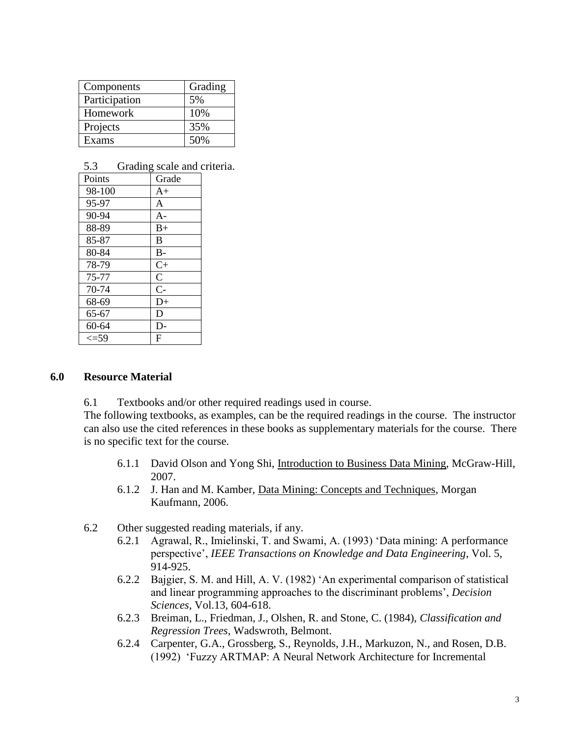| Components | Grading |
|---|---|
| Participation | 5% |
| Homework | 10% |
| Projects | 35% |
| Exams | 50% |

5.3 Grading scale and criteria.

| Points | Grade |
|---|---|
| 98-100 | A+ |
| 95-97 | A |
| 90-94 | A- |
| 88-89 | B+ |
| 85-87 | B |
| 80-84 | B- |
| 78-79 | C+ |
| 75-77 | C |
| 70-74 | C- |
| 68-69 | D+ |
| 65-67 | D |
| 60-64 | D- |
| <=59 | F |

## 6.0 Resource Material

6.1 Textbooks and/or other required readings used in course.

The following textbooks, as examples, can be the required readings in the course. The instructor can also use the cited references in these books as supplementary materials for the course. There is no specific text for the course.

6.1.1 David Olson and Yong Shi, Introduction to Business Data Mining, McGraw-Hill, 2007.

6.1.2 J. Han and M. Kamber, Data Mining: Concepts and Techniques, Morgan Kaufmann, 2006.

6.2 Other suggested reading materials, if any.

6.2.1 Agrawal, R., Imielinski, T. and Swami, A. (1993) 'Data mining: A performance perspective', *IEEE Transactions on Knowledge and Data Engineering*, Vol. 5, 914-925.

6.2.2 Bajgier, S. M. and Hill, A. V. (1982) 'An experimental comparison of statistical and linear programming approaches to the discriminant problems', *Decision Sciences*, Vol.13, 604-618.

6.2.3 Breiman, L., Friedman, J., Olshen, R. and Stone, C. (1984), *Classification and Regression Trees*, Wadswroth, Belmont.

6.2.4 Carpenter, G.A., Grossberg, S., Reynolds, J.H., Markuzon, N., and Rosen, D.B. (1992) 'Fuzzy ARTMAP: A Neural Network Architecture for Incremental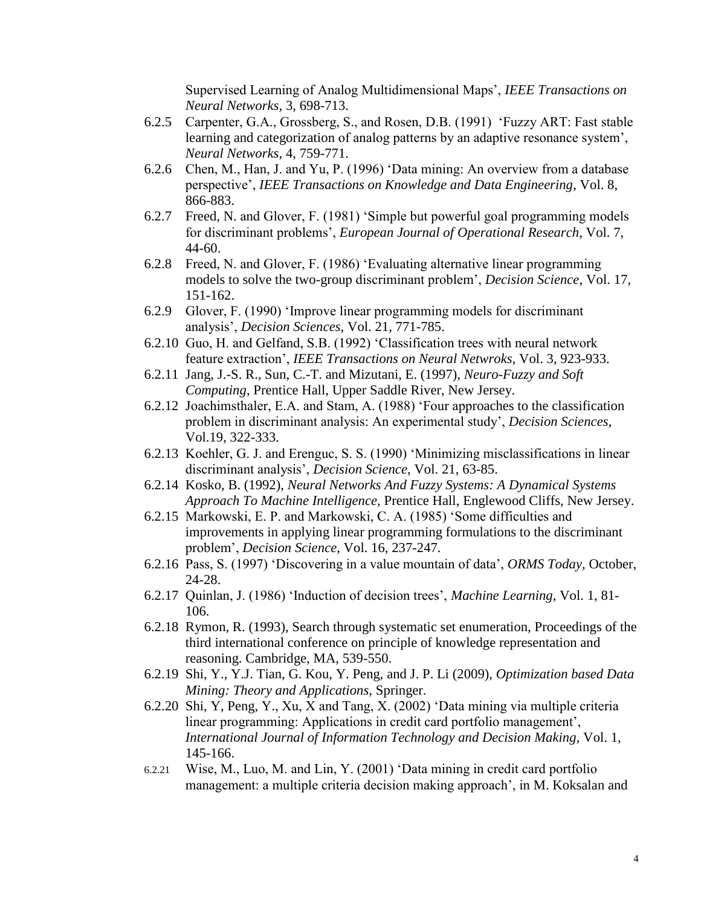Supervised Learning of Analog Multidimensional Maps', *IEEE Transactions on Neural Networks*, 3, 698-713.

6.2.5 Carpenter, G.A., Grossberg, S., and Rosen, D.B. (1991) 'Fuzzy ART: Fast stable learning and categorization of analog patterns by an adaptive resonance system', *Neural Networks*, 4, 759-771.

6.2.6 Chen, M., Han, J. and Yu, P. (1996) 'Data mining: An overview from a database perspective', *IEEE Transactions on Knowledge and Data Engineering*, Vol. 8, 866-883.

6.2.7 Freed, N. and Glover, F. (1981) 'Simple but powerful goal programming models for discriminant problems', *European Journal of Operational Research*, Vol. 7, 44-60.

6.2.8 Freed, N. and Glover, F. (1986) 'Evaluating alternative linear programming models to solve the two-group discriminant problem', *Decision Science*, Vol. 17, 151-162.

6.2.9 Glover, F. (1990) 'Improve linear programming models for discriminant analysis', *Decision Sciences*, Vol. 21, 771-785.

6.2.10 Guo, H. and Gelfand, S.B. (1992) 'Classification trees with neural network feature extraction', *IEEE Transactions on Neural Netwroks*, Vol. 3, 923-933.

6.2.11 Jang, J.-S. R., Sun, C.-T. and Mizutani, E. (1997), *Neuro-Fuzzy and Soft Computing*, Prentice Hall, Upper Saddle River, New Jersey.

6.2.12 Joachimsthaler, E.A. and Stam, A. (1988) 'Four approaches to the classification problem in discriminant analysis: An experimental study', *Decision Sciences*, Vol.19, 322-333.

6.2.13 Koehler, G. J. and Erenguc, S. S. (1990) 'Minimizing misclassifications in linear discriminant analysis', *Decision Science*, Vol. 21, 63-85.

6.2.14 Kosko, B. (1992), *Neural Networks And Fuzzy Systems: A Dynamical Systems Approach To Machine Intelligence*, Prentice Hall, Englewood Cliffs, New Jersey.

6.2.15 Markowski, E. P. and Markowski, C. A. (1985) 'Some difficulties and improvements in applying linear programming formulations to the discriminant problem', *Decision Science*, Vol. 16, 237-247.

6.2.16 Pass, S. (1997) 'Discovering in a value mountain of data', *ORMS Today*, October, 24-28.

6.2.17 Quinlan, J. (1986) 'Induction of decision trees', *Machine Learning*, Vol. 1, 81-106.

6.2.18 Rymon, R. (1993), Search through systematic set enumeration, Proceedings of the third international conference on principle of knowledge representation and reasoning. Cambridge, MA, 539-550.

6.2.19 Shi, Y., Y.J. Tian, G. Kou, Y. Peng, and J. P. Li (2009), *Optimization based Data Mining: Theory and Applications*, Springer.

6.2.20 Shi, Y, Peng, Y., Xu, X and Tang, X. (2002) 'Data mining via multiple criteria linear programming: Applications in credit card portfolio management', *International Journal of Information Technology and Decision Making*, Vol. 1, 145-166.

6.2.21 Wise, M., Luo, M. and Lin, Y. (2001) 'Data mining in credit card portfolio management: a multiple criteria decision making approach', in M. Koksalan and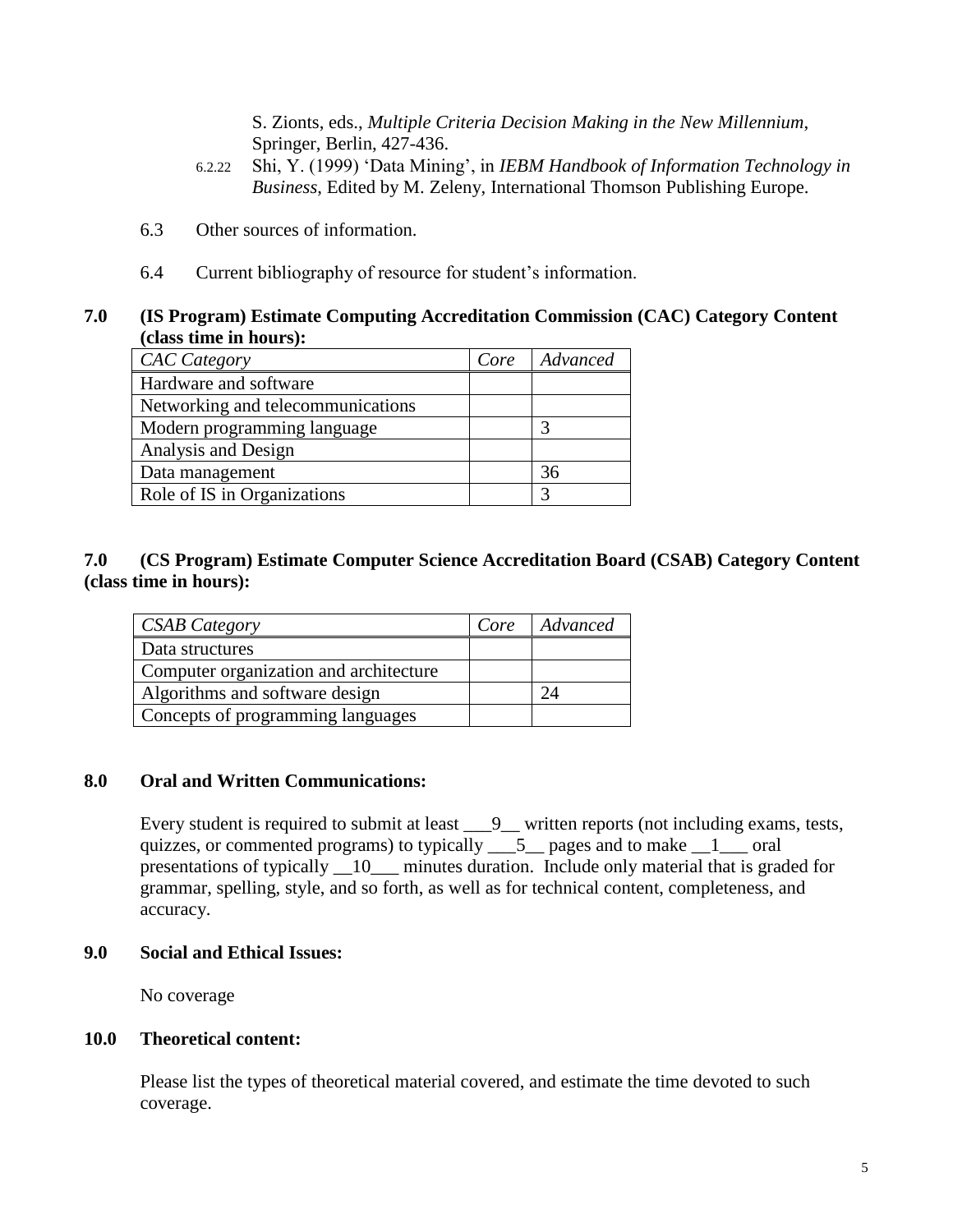S. Zionts, eds., *Multiple Criteria Decision Making in the New Millennium*, Springer, Berlin, 427-436.

6.2.22 Shi, Y. (1999) 'Data Mining', in *IEBM Handbook of Information Technology in Business*, Edited by M. Zeleny, International Thomson Publishing Europe.

6.3 Other sources of information.

6.4 Current bibliography of resource for student's information.

## 7.0 (IS Program) Estimate Computing Accreditation Commission (CAC) Category Content (class time in hours):

| *CAC Category* | *Core* | *Advanced* |
|---|---|---|
| Hardware and software | | |
| Networking and telecommunications | | |
| Modern programming language | | 3 |
| Analysis and Design | | |
| Data management | | 36 |
| Role of IS in Organizations | | 3 |

## 7.0 (CS Program) Estimate Computer Science Accreditation Board (CSAB) Category Content (class time in hours):

| *CSAB Category* | *Core* | *Advanced* |
|---|---|---|
| Data structures | | |
| Computer organization and architecture | | |
| Algorithms and software design | | 24 |
| Concepts of programming languages | | |

## 8.0 Oral and Written Communications:

Every student is required to submit at least ___9__ written reports (not including exams, tests, quizzes, or commented programs) to typically ___5__ pages and to make __1___ oral presentations of typically __10___ minutes duration. Include only material that is graded for grammar, spelling, style, and so forth, as well as for technical content, completeness, and accuracy.

## 9.0 Social and Ethical Issues:

No coverage

## 10.0 Theoretical content:

Please list the types of theoretical material covered, and estimate the time devoted to such coverage.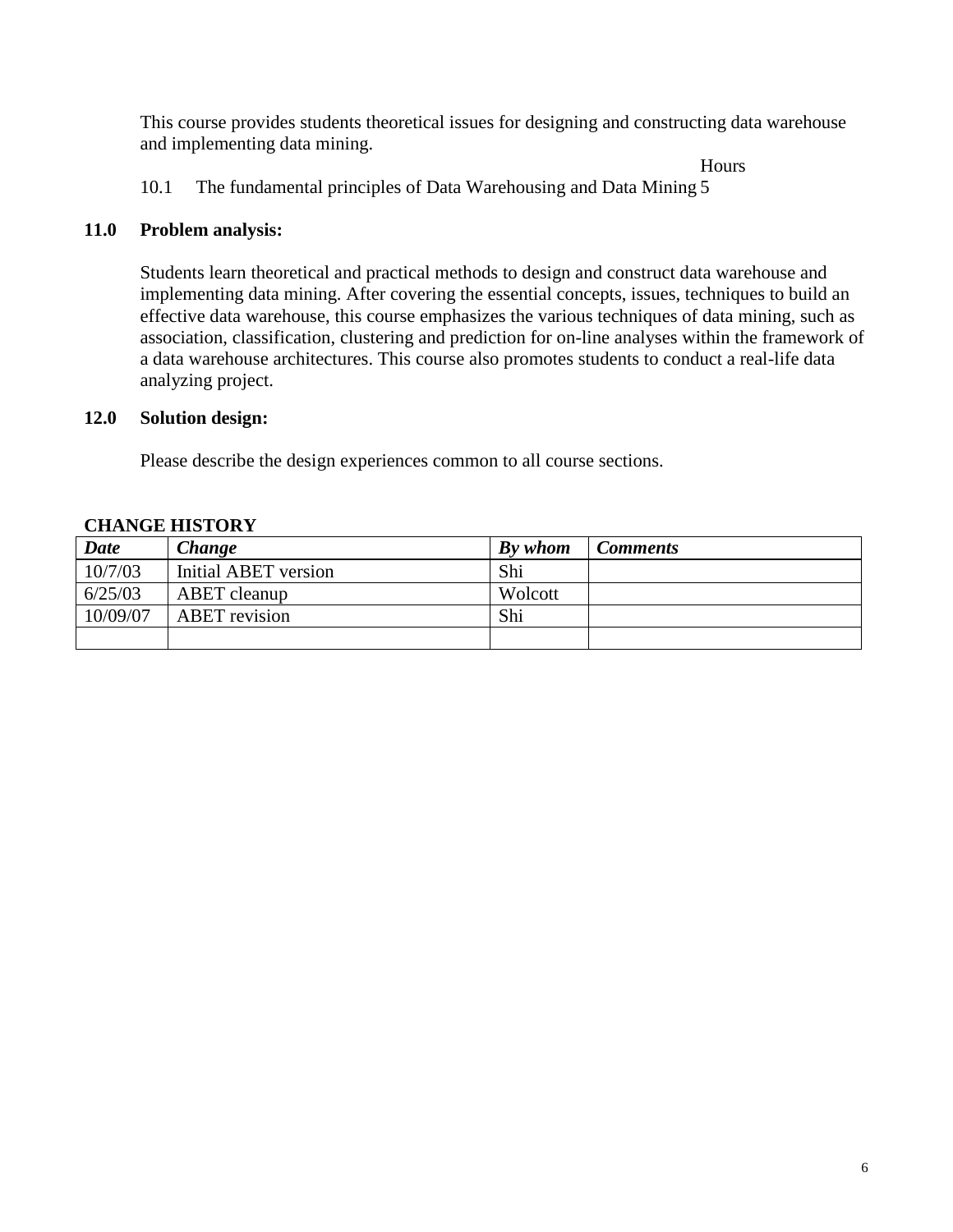This course provides students theoretical issues for designing and constructing data warehouse and implementing data mining.

| | | Hours |
|---|---|---|
| 10.1 | The fundamental principles of Data Warehousing and Data Mining | 5 |

## 11.0 Problem analysis:

Students learn theoretical and practical methods to design and construct data warehouse and implementing data mining. After covering the essential concepts, issues, techniques to build an effective data warehouse, this course emphasizes the various techniques of data mining, such as association, classification, clustering and prediction for on-line analyses within the framework of a data warehouse architectures. This course also promotes students to conduct a real-life data analyzing project.

## 12.0 Solution design:

Please describe the design experiences common to all course sections.

**CHANGE HISTORY**

| *Date* | *Change* | *By whom* | *Comments* |
|---|---|---|---|
| 10/7/03 | Initial ABET version | Shi | |
| 6/25/03 | ABET cleanup | Wolcott | |
| 10/09/07 | ABET revision | Shi | |
| | | | |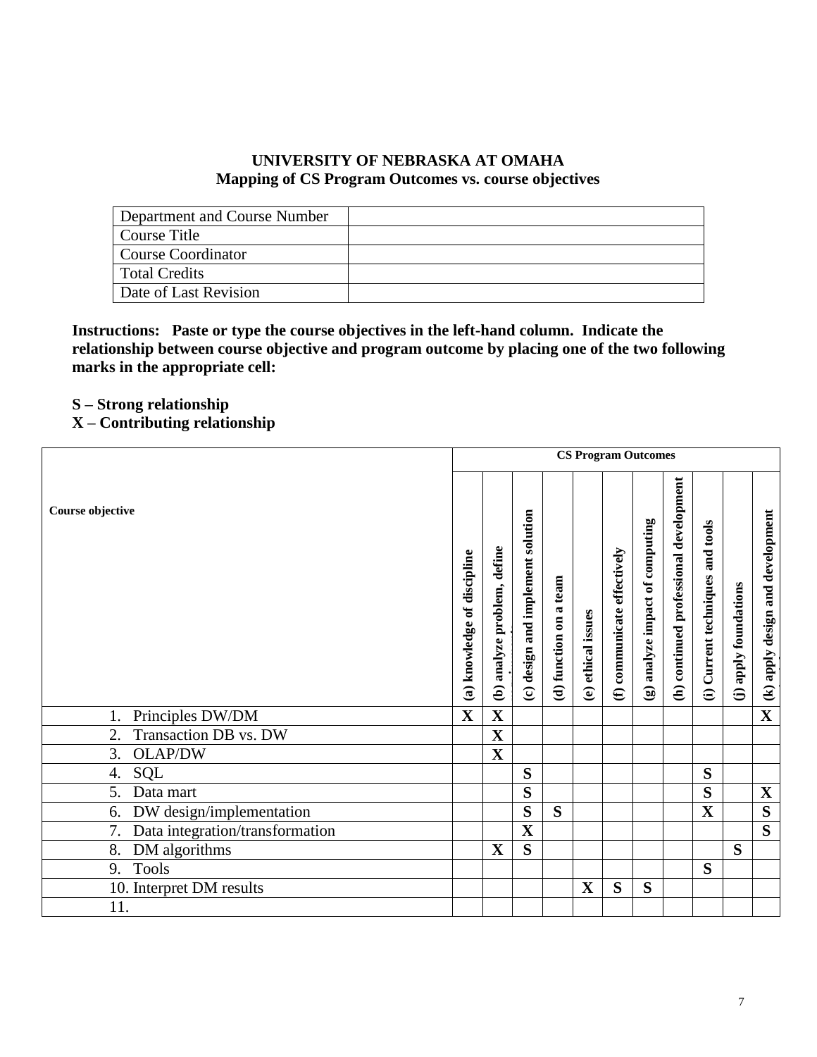**UNIVERSITY OF NEBRASKA AT OMAHA**
**Mapping of CS Program Outcomes vs. course objectives**

| Department and Course Number | |
|---|---|
| Course Title | |
| Course Coordinator | |
| Total Credits | |
| Date of Last Revision | |

**Instructions: Paste or type the course objectives in the left-hand column. Indicate the relationship between course objective and program outcome by placing one of the two following marks in the appropriate cell:**

**S – Strong relationship**
**X – Contributing relationship**

| Course objective | CS Program Outcomes | | | | | | | | | | |
|---|---|---|---|---|---|---|---|---|---|---|---|
| | (a) knowledge of discipline | (b) analyze problem, define | (c) design and implement solution | (d) function on a team | (e) ethical issues | (f) communicate effectively | (g) analyze impact of computing | (h) continued professional development | (i) Current techniques and tools | (j) apply foundations | (k) apply design and development |
| 1. Principles DW/DM | X | X | | | | | | | | | X |
| 2. Transaction DB vs. DW | | X | | | | | | | | | |
| 3. OLAP/DW | | X | | | | | | | | | |
| 4. SQL | | | S | | | | | | S | | |
| 5. Data mart | | | S | | | | | | S | | X |
| 6. DW design/implementation | | | S | S | | | | | X | | S |
| 7. Data integration/transformation | | | X | | | | | | | | S |
| 8. DM algorithms | | X | S | | | | | | | S | |
| 9. Tools | | | | | | | | | S | | |
| 10. Interpret DM results | | | | | X | S | S | | | | |
| 11. | | | | | | | | | | | |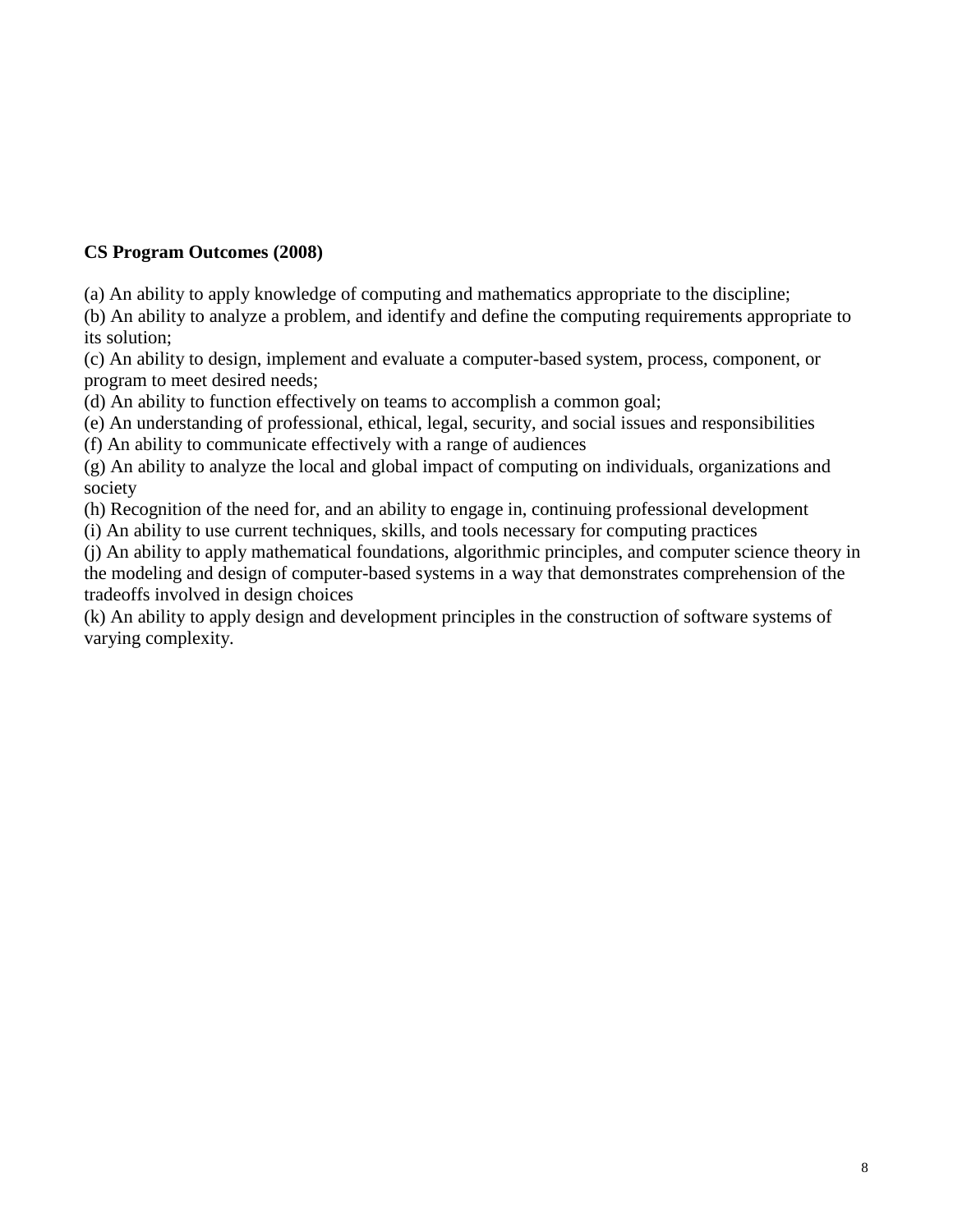**CS Program Outcomes (2008)**

(a) An ability to apply knowledge of computing and mathematics appropriate to the discipline;
(b) An ability to analyze a problem, and identify and define the computing requirements appropriate to its solution;
(c) An ability to design, implement and evaluate a computer-based system, process, component, or program to meet desired needs;
(d) An ability to function effectively on teams to accomplish a common goal;
(e) An understanding of professional, ethical, legal, security, and social issues and responsibilities
(f) An ability to communicate effectively with a range of audiences
(g) An ability to analyze the local and global impact of computing on individuals, organizations and society
(h) Recognition of the need for, and an ability to engage in, continuing professional development
(i) An ability to use current techniques, skills, and tools necessary for computing practices
(j) An ability to apply mathematical foundations, algorithmic principles, and computer science theory in the modeling and design of computer-based systems in a way that demonstrates comprehension of the tradeoffs involved in design choices
(k) An ability to apply design and development principles in the construction of software systems of varying complexity.